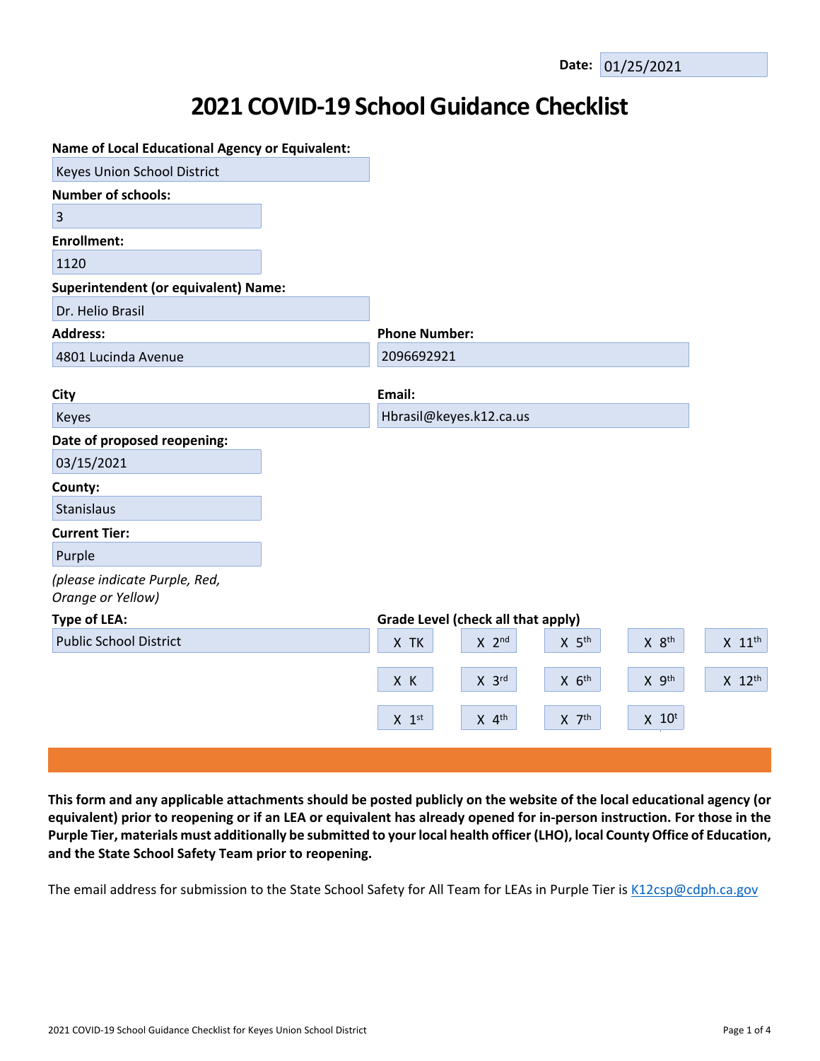**Date:** 01/25/2021

# 2021 COVID-19 School Guidance Checklist

**Name of Local Educational Agency or Equivalent:**

Keyes Union School District

**Number of schools:**

3

**Enrollment:**

1120

**Superintendent (or equivalent) Name:**

Dr. Helio Brasil

**Address:**

4801 Lucinda Avenue

**Phone Number:**

2096692921

**City**

Keyes

**Email:**

Hbrasil@keyes.k12.ca.us

**Date of proposed reopening:**

03/15/2021

**County:**

Stanislaus

**Current Tier:**

Purple

*(please indicate Purple, Red, Orange or Yellow)*

**Type of LEA:**

Public School District

**Grade Level (check all that apply)**

| | | | | |
|---|---|---|---|---|
| X TK | X 2nd | X 5th | X 8th | X 11th |
| X K | X 3rd | X 6th | X 9th | X 12th |
| X 1st | X 4th | X 7th | X 10t | |

**This form and any applicable attachments should be posted publicly on the website of the local educational agency (or equivalent) prior to reopening or if an LEA or equivalent has already opened for in-person instruction. For those in the Purple Tier, materials must additionally be submitted to your local health officer (LHO), local County Office of Education, and the State School Safety Team prior to reopening.**

The email address for submission to the State School Safety for All Team for LEAs in Purple Tier is K12csp@cdph.ca.gov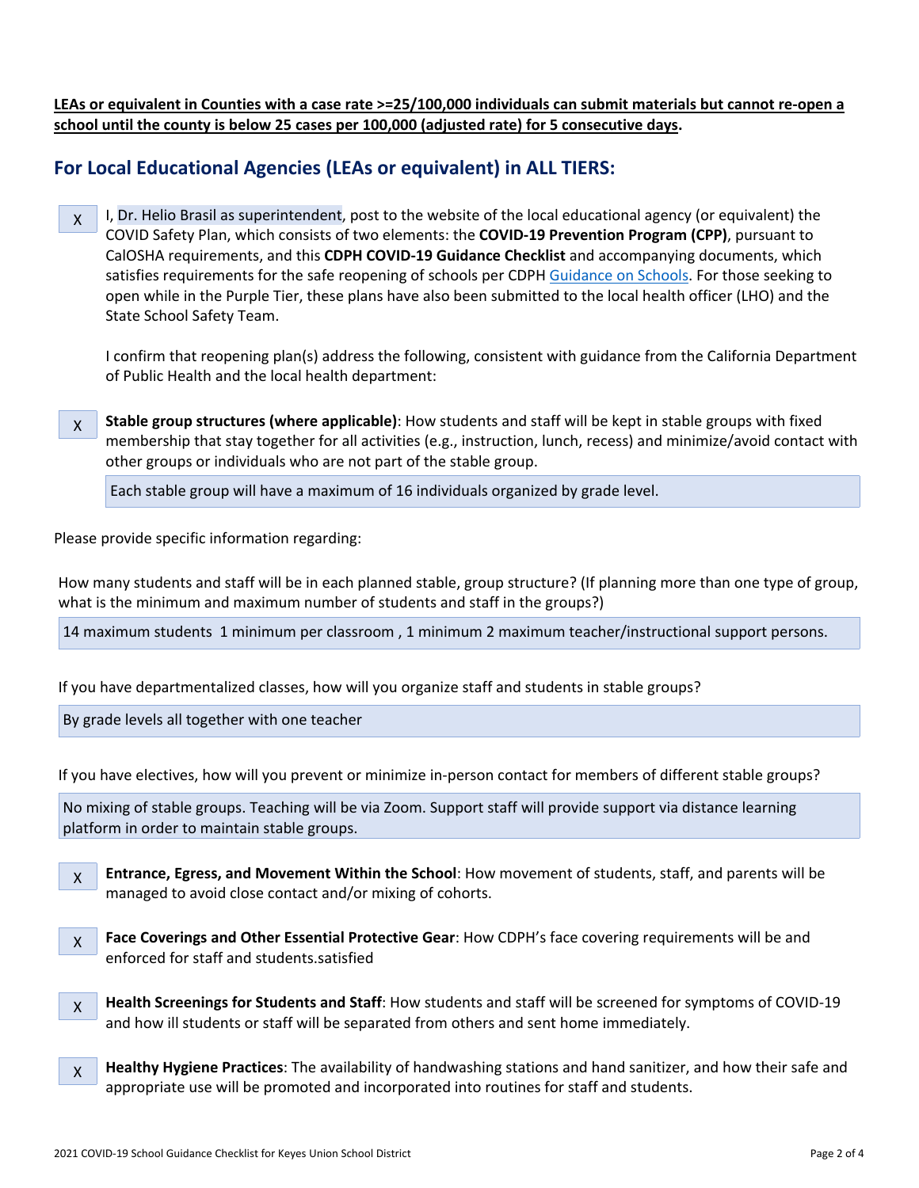**LEAs or equivalent in Counties with a case rate >=25/100,000 individuals can submit materials but cannot re-open a school until the county is below 25 cases per 100,000 (adjusted rate) for 5 consecutive days.**

## For Local Educational Agencies (LEAs or equivalent) in ALL TIERS:

X I, Dr. Helio Brasil as superintendent, post to the website of the local educational agency (or equivalent) the COVID Safety Plan, which consists of two elements: the **COVID-19 Prevention Program (CPP)**, pursuant to CalOSHA requirements, and this **CDPH COVID-19 Guidance Checklist** and accompanying documents, which satisfies requirements for the safe reopening of schools per CDPH Guidance on Schools. For those seeking to open while in the Purple Tier, these plans have also been submitted to the local health officer (LHO) and the State School Safety Team.

I confirm that reopening plan(s) address the following, consistent with guidance from the California Department of Public Health and the local health department:

X **Stable group structures (where applicable)**: How students and staff will be kept in stable groups with fixed membership that stay together for all activities (e.g., instruction, lunch, recess) and minimize/avoid contact with other groups or individuals who are not part of the stable group.

Each stable group will have a maximum of 16 individuals organized by grade level.

Please provide specific information regarding:

How many students and staff will be in each planned stable, group structure? (If planning more than one type of group, what is the minimum and maximum number of students and staff in the groups?)

14 maximum students 1 minimum per classroom , 1 minimum 2 maximum teacher/instructional support persons.

If you have departmentalized classes, how will you organize staff and students in stable groups?

By grade levels all together with one teacher

If you have electives, how will you prevent or minimize in-person contact for members of different stable groups?

No mixing of stable groups. Teaching will be via Zoom. Support staff will provide support via distance learning platform in order to maintain stable groups.

X **Entrance, Egress, and Movement Within the School**: How movement of students, staff, and parents will be managed to avoid close contact and/or mixing of cohorts.

X **Face Coverings and Other Essential Protective Gear**: How CDPH's face covering requirements will be and enforced for staff and students.satisfied

X **Health Screenings for Students and Staff**: How students and staff will be screened for symptoms of COVID-19 and how ill students or staff will be separated from others and sent home immediately.

X **Healthy Hygiene Practices**: The availability of handwashing stations and hand sanitizer, and how their safe and appropriate use will be promoted and incorporated into routines for staff and students.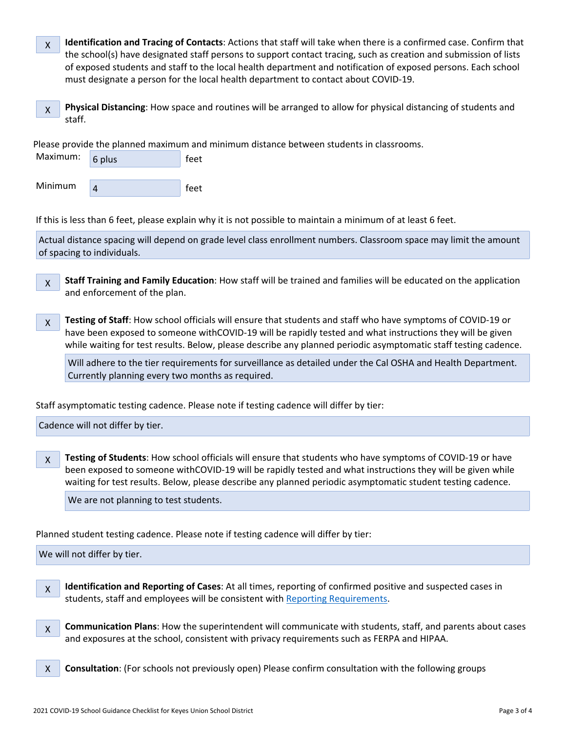X **Identification and Tracing of Contacts**: Actions that staff will take when there is a confirmed case. Confirm that the school(s) have designated staff persons to support contact tracing, such as creation and submission of lists of exposed students and staff to the local health department and notification of exposed persons. Each school must designate a person for the local health department to contact about COVID-19.

X **Physical Distancing**: How space and routines will be arranged to allow for physical distancing of students and staff.

Please provide the planned maximum and minimum distance between students in classrooms.

Maximum: 6 plus feet

Minimum 4 feet

If this is less than 6 feet, please explain why it is not possible to maintain a minimum of at least 6 feet.

Actual distance spacing will depend on grade level class enrollment numbers. Classroom space may limit the amount of spacing to individuals.

X **Staff Training and Family Education**: How staff will be trained and families will be educated on the application and enforcement of the plan.

X **Testing of Staff**: How school officials will ensure that students and staff who have symptoms of COVID-19 or have been exposed to someone withCOVID-19 will be rapidly tested and what instructions they will be given while waiting for test results. Below, please describe any planned periodic asymptomatic staff testing cadence.

Will adhere to the tier requirements for surveillance as detailed under the Cal OSHA and Health Department. Currently planning every two months as required.

Staff asymptomatic testing cadence. Please note if testing cadence will differ by tier:

Cadence will not differ by tier.

X **Testing of Students**: How school officials will ensure that students who have symptoms of COVID-19 or have been exposed to someone withCOVID-19 will be rapidly tested and what instructions they will be given while waiting for test results. Below, please describe any planned periodic asymptomatic student testing cadence.

We are not planning to test students.

Planned student testing cadence. Please note if testing cadence will differ by tier:

We will not differ by tier.

X **Identification and Reporting of Cases**: At all times, reporting of confirmed positive and suspected cases in students, staff and employees will be consistent with Reporting Requirements.

X **Communication Plans**: How the superintendent will communicate with students, staff, and parents about cases and exposures at the school, consistent with privacy requirements such as FERPA and HIPAA.

X **Consultation**: (For schools not previously open) Please confirm consultation with the following groups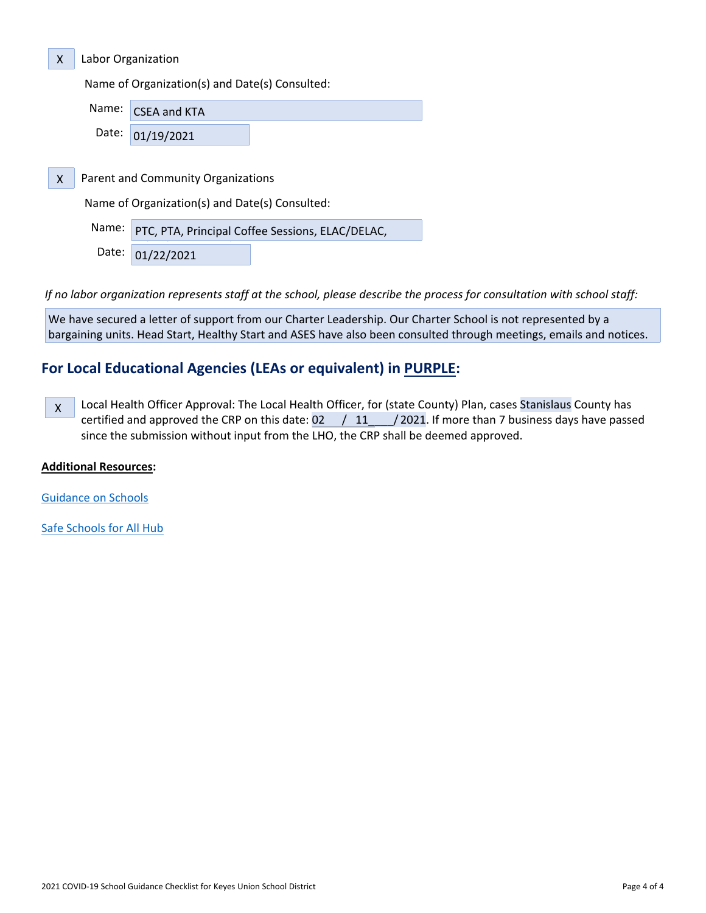X Labor Organization

Name of Organization(s) and Date(s) Consulted:

Name: CSEA and KTA

Date: 01/19/2021

X Parent and Community Organizations

Name of Organization(s) and Date(s) Consulted:

Name: PTC, PTA, Principal Coffee Sessions, ELAC/DELAC,

Date: 01/22/2021

*If no labor organization represents staff at the school, please describe the process for consultation with school staff:*

We have secured a letter of support from our Charter Leadership. Our Charter School is not represented by a bargaining units. Head Start, Healthy Start and ASES have also been consulted through meetings, emails and notices.

## For Local Educational Agencies (LEAs or equivalent) in PURPLE:

X Local Health Officer Approval: The Local Health Officer, for (state County) Plan, cases Stanislaus County has certified and approved the CRP on this date: 02 / 11____/ 2021. If more than 7 business days have passed since the submission without input from the LHO, the CRP shall be deemed approved.

**Additional Resources:**

Guidance on Schools

Safe Schools for All Hub